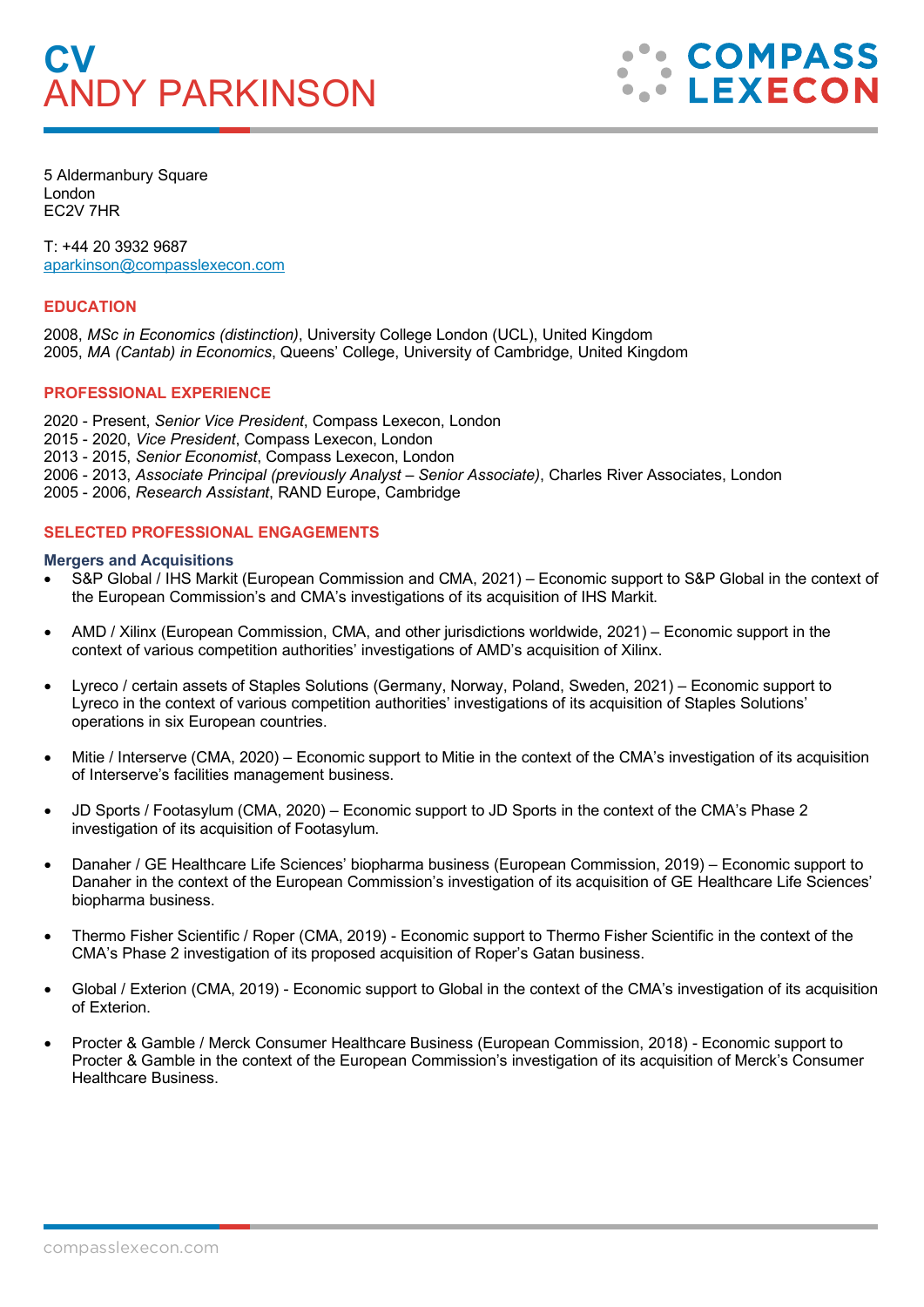# CV
# ANDY PARKINSON

5 Aldermanbury Square
London
EC2V 7HR

T: +44 20 3932 9687
aparkinson@compasslexecon.com

## EDUCATION

2008, *MSc in Economics (distinction)*, University College London (UCL), United Kingdom
2005, *MA (Cantab) in Economics*, Queens' College, University of Cambridge, United Kingdom

## PROFESSIONAL EXPERIENCE

2020 - Present, *Senior Vice President*, Compass Lexecon, London
2015 - 2020, *Vice President*, Compass Lexecon, London
2013 - 2015, *Senior Economist*, Compass Lexecon, London
2006 - 2013, *Associate Principal (previously Analyst – Senior Associate)*, Charles River Associates, London
2005 - 2006, *Research Assistant*, RAND Europe, Cambridge

## SELECTED PROFESSIONAL ENGAGEMENTS

### Mergers and Acquisitions

- S&P Global / IHS Markit (European Commission and CMA, 2021) – Economic support to S&P Global in the context of the European Commission's and CMA's investigations of its acquisition of IHS Markit.

- AMD / Xilinx (European Commission, CMA, and other jurisdictions worldwide, 2021) – Economic support in the context of various competition authorities' investigations of AMD's acquisition of Xilinx.

- Lyreco / certain assets of Staples Solutions (Germany, Norway, Poland, Sweden, 2021) – Economic support to Lyreco in the context of various competition authorities' investigations of its acquisition of Staples Solutions' operations in six European countries.

- Mitie / Interserve (CMA, 2020) – Economic support to Mitie in the context of the CMA's investigation of its acquisition of Interserve's facilities management business.

- JD Sports / Footasylum (CMA, 2020) – Economic support to JD Sports in the context of the CMA's Phase 2 investigation of its acquisition of Footasylum.

- Danaher / GE Healthcare Life Sciences' biopharma business (European Commission, 2019) – Economic support to Danaher in the context of the European Commission's investigation of its acquisition of GE Healthcare Life Sciences' biopharma business.

- Thermo Fisher Scientific / Roper (CMA, 2019) - Economic support to Thermo Fisher Scientific in the context of the CMA's Phase 2 investigation of its proposed acquisition of Roper's Gatan business.

- Global / Exterion (CMA, 2019) - Economic support to Global in the context of the CMA's investigation of its acquisition of Exterion.

- Procter & Gamble / Merck Consumer Healthcare Business (European Commission, 2018) - Economic support to Procter & Gamble in the context of the European Commission's investigation of its acquisition of Merck's Consumer Healthcare Business.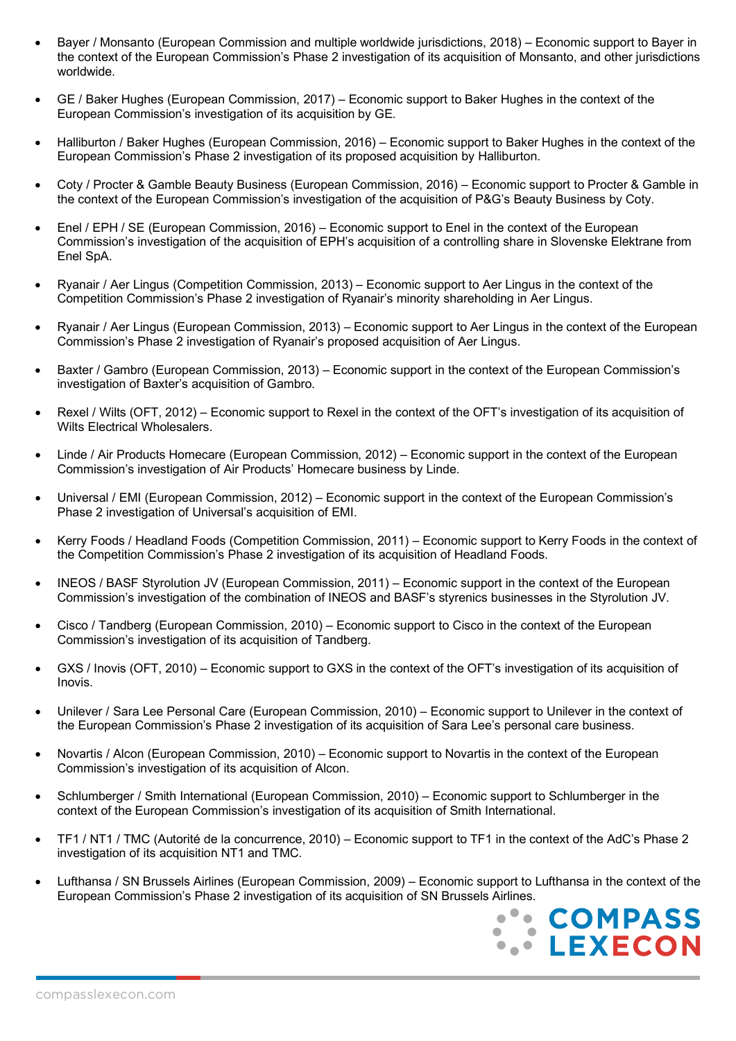- Bayer / Monsanto (European Commission and multiple worldwide jurisdictions, 2018) – Economic support to Bayer in the context of the European Commission's Phase 2 investigation of its acquisition of Monsanto, and other jurisdictions worldwide.

- GE / Baker Hughes (European Commission, 2017) – Economic support to Baker Hughes in the context of the European Commission's investigation of its acquisition by GE.

- Halliburton / Baker Hughes (European Commission, 2016) – Economic support to Baker Hughes in the context of the European Commission's Phase 2 investigation of its proposed acquisition by Halliburton.

- Coty / Procter & Gamble Beauty Business (European Commission, 2016) – Economic support to Procter & Gamble in the context of the European Commission's investigation of the acquisition of P&G's Beauty Business by Coty.

- Enel / EPH / SE (European Commission, 2016) – Economic support to Enel in the context of the European Commission's investigation of the acquisition of EPH's acquisition of a controlling share in Slovenske Elektrane from Enel SpA.

- Ryanair / Aer Lingus (Competition Commission, 2013) – Economic support to Aer Lingus in the context of the Competition Commission's Phase 2 investigation of Ryanair's minority shareholding in Aer Lingus.

- Ryanair / Aer Lingus (European Commission, 2013) – Economic support to Aer Lingus in the context of the European Commission's Phase 2 investigation of Ryanair's proposed acquisition of Aer Lingus.

- Baxter / Gambro (European Commission, 2013) – Economic support in the context of the European Commission's investigation of Baxter's acquisition of Gambro.

- Rexel / Wilts (OFT, 2012) – Economic support to Rexel in the context of the OFT's investigation of its acquisition of Wilts Electrical Wholesalers.

- Linde / Air Products Homecare (European Commission, 2012) – Economic support in the context of the European Commission's investigation of Air Products' Homecare business by Linde.

- Universal / EMI (European Commission, 2012) – Economic support in the context of the European Commission's Phase 2 investigation of Universal's acquisition of EMI.

- Kerry Foods / Headland Foods (Competition Commission, 2011) – Economic support to Kerry Foods in the context of the Competition Commission's Phase 2 investigation of its acquisition of Headland Foods.

- INEOS / BASF Styrolution JV (European Commission, 2011) – Economic support in the context of the European Commission's investigation of the combination of INEOS and BASF's styrenics businesses in the Styrolution JV.

- Cisco / Tandberg (European Commission, 2010) – Economic support to Cisco in the context of the European Commission's investigation of its acquisition of Tandberg.

- GXS / Inovis (OFT, 2010) – Economic support to GXS in the context of the OFT's investigation of its acquisition of Inovis.

- Unilever / Sara Lee Personal Care (European Commission, 2010) – Economic support to Unilever in the context of the European Commission's Phase 2 investigation of its acquisition of Sara Lee's personal care business.

- Novartis / Alcon (European Commission, 2010) – Economic support to Novartis in the context of the European Commission's investigation of its acquisition of Alcon.

- Schlumberger / Smith International (European Commission, 2010) – Economic support to Schlumberger in the context of the European Commission's investigation of its acquisition of Smith International.

- TF1 / NT1 / TMC (Autorité de la concurrence, 2010) – Economic support to TF1 in the context of the AdC's Phase 2 investigation of its acquisition NT1 and TMC.

- Lufthansa / SN Brussels Airlines (European Commission, 2009) – Economic support to Lufthansa in the context of the European Commission's Phase 2 investigation of its acquisition of SN Brussels Airlines.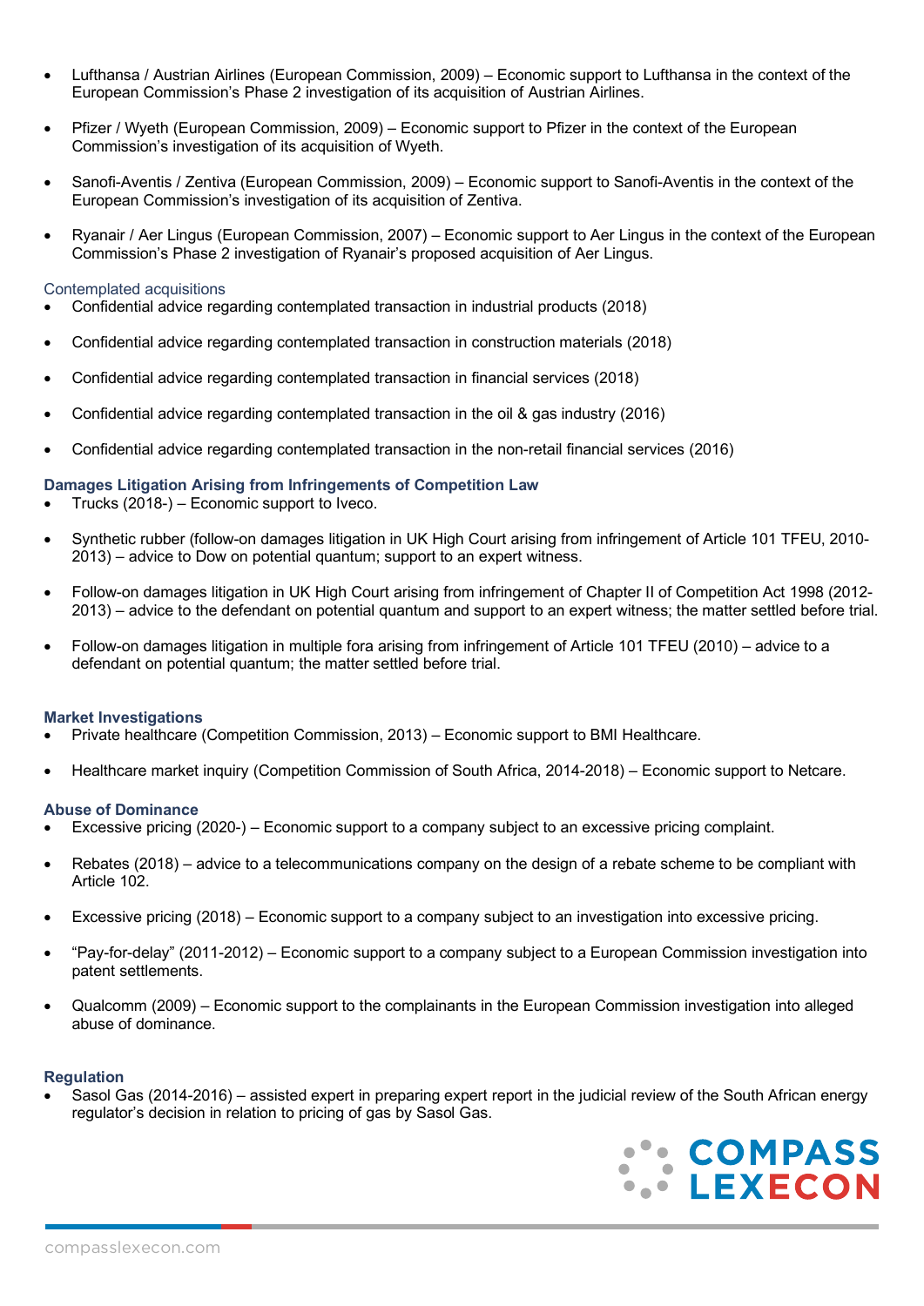- Lufthansa / Austrian Airlines (European Commission, 2009) – Economic support to Lufthansa in the context of the European Commission's Phase 2 investigation of its acquisition of Austrian Airlines.

- Pfizer / Wyeth (European Commission, 2009) – Economic support to Pfizer in the context of the European Commission's investigation of its acquisition of Wyeth.

- Sanofi-Aventis / Zentiva (European Commission, 2009) – Economic support to Sanofi-Aventis in the context of the European Commission's investigation of its acquisition of Zentiva.

- Ryanair / Aer Lingus (European Commission, 2007) – Economic support to Aer Lingus in the context of the European Commission's Phase 2 investigation of Ryanair's proposed acquisition of Aer Lingus.

Contemplated acquisitions

- Confidential advice regarding contemplated transaction in industrial products (2018)

- Confidential advice regarding contemplated transaction in construction materials (2018)

- Confidential advice regarding contemplated transaction in financial services (2018)

- Confidential advice regarding contemplated transaction in the oil & gas industry (2016)

- Confidential advice regarding contemplated transaction in the non-retail financial services (2016)

**Damages Litigation Arising from Infringements of Competition Law**

- Trucks (2018-) – Economic support to Iveco.

- Synthetic rubber (follow-on damages litigation in UK High Court arising from infringement of Article 101 TFEU, 2010-2013) – advice to Dow on potential quantum; support to an expert witness.

- Follow-on damages litigation in UK High Court arising from infringement of Chapter II of Competition Act 1998 (2012-2013) – advice to the defendant on potential quantum and support to an expert witness; the matter settled before trial.

- Follow-on damages litigation in multiple fora arising from infringement of Article 101 TFEU (2010) – advice to a defendant on potential quantum; the matter settled before trial.

**Market Investigations**

- Private healthcare (Competition Commission, 2013) – Economic support to BMI Healthcare.

- Healthcare market inquiry (Competition Commission of South Africa, 2014-2018) – Economic support to Netcare.

**Abuse of Dominance**

- Excessive pricing (2020-) – Economic support to a company subject to an excessive pricing complaint.

- Rebates (2018) – advice to a telecommunications company on the design of a rebate scheme to be compliant with Article 102.

- Excessive pricing (2018) – Economic support to a company subject to an investigation into excessive pricing.

- "Pay-for-delay" (2011-2012) – Economic support to a company subject to a European Commission investigation into patent settlements.

- Qualcomm (2009) – Economic support to the complainants in the European Commission investigation into alleged abuse of dominance.

**Regulation**

- Sasol Gas (2014-2016) – assisted expert in preparing expert report in the judicial review of the South African energy regulator's decision in relation to pricing of gas by Sasol Gas.